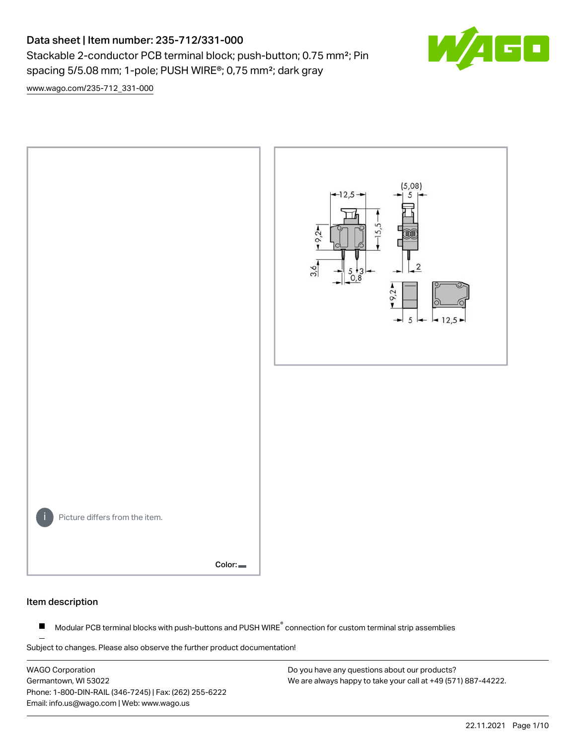# Data sheet | Item number: 235-712/331-000

Stackable 2-conductor PCB terminal block; push-button; 0.75 mm²; Pin spacing 5/5.08 mm; 1-pole; PUSH WIRE®; 0,75 mm²; dark gray

www.wago.com/235-712_331-000

Picture differs from the item.

Color:

## Item description

- Modular PCB terminal blocks with push-buttons and PUSH WIRE® connection for custom terminal strip assemblies

Subject to changes. Please also observe the further product documentation!

WAGO Corporation
Germantown, WI 53022
Phone: 1-800-DIN-RAIL (346-7245) | Fax: (262) 255-6222
Email: info.us@wago.com | Web: www.wago.us

Do you have any questions about our products?
We are always happy to take your call at +49 (571) 887-44222.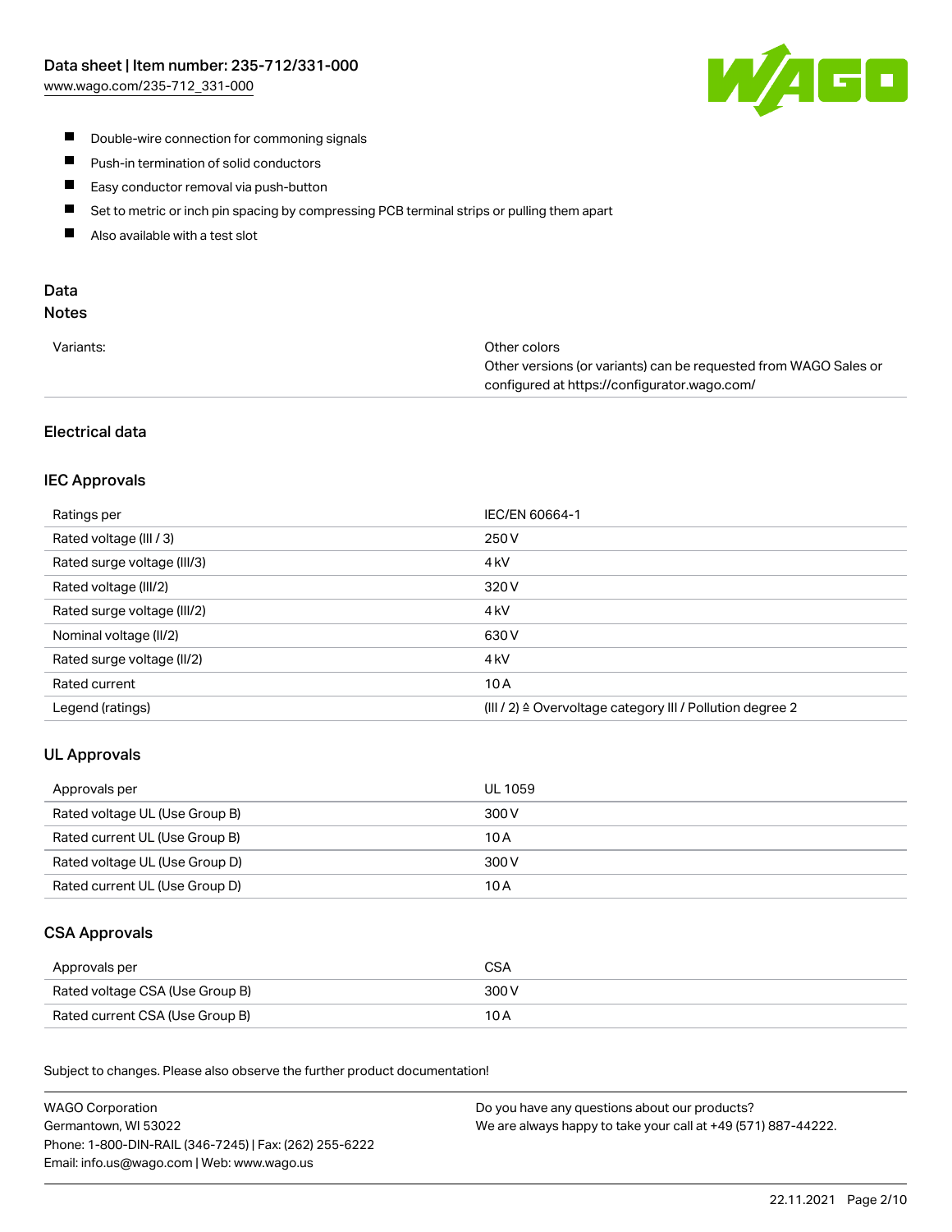- Double-wire connection for commoning signals
- Push-in termination of solid conductors
- Easy conductor removal via push-button
- Set to metric or inch pin spacing by compressing PCB terminal strips or pulling them apart
- Also available with a test slot

## Data

### Notes

| | |
|---|---|
| Variants: | Other colors<br>Other versions (or variants) can be requested from WAGO Sales or configured at https://configurator.wago.com/ |

### Electrical data

#### IEC Approvals

| | |
|---|---|
| Ratings per | IEC/EN 60664-1 |
| Rated voltage (III / 3) | 250 V |
| Rated surge voltage (III/3) | 4 kV |
| Rated voltage (III/2) | 320 V |
| Rated surge voltage (III/2) | 4 kV |
| Nominal voltage (II/2) | 630 V |
| Rated surge voltage (II/2) | 4 kV |
| Rated current | 10 A |
| Legend (ratings) | (III / 2) ≙ Overvoltage category III / Pollution degree 2 |

#### UL Approvals

| | |
|---|---|
| Approvals per | UL 1059 |
| Rated voltage UL (Use Group B) | 300 V |
| Rated current UL (Use Group B) | 10 A |
| Rated voltage UL (Use Group D) | 300 V |
| Rated current UL (Use Group D) | 10 A |

#### CSA Approvals

| | |
|---|---|
| Approvals per | CSA |
| Rated voltage CSA (Use Group B) | 300 V |
| Rated current CSA (Use Group B) | 10 A |

Subject to changes. Please also observe the further product documentation!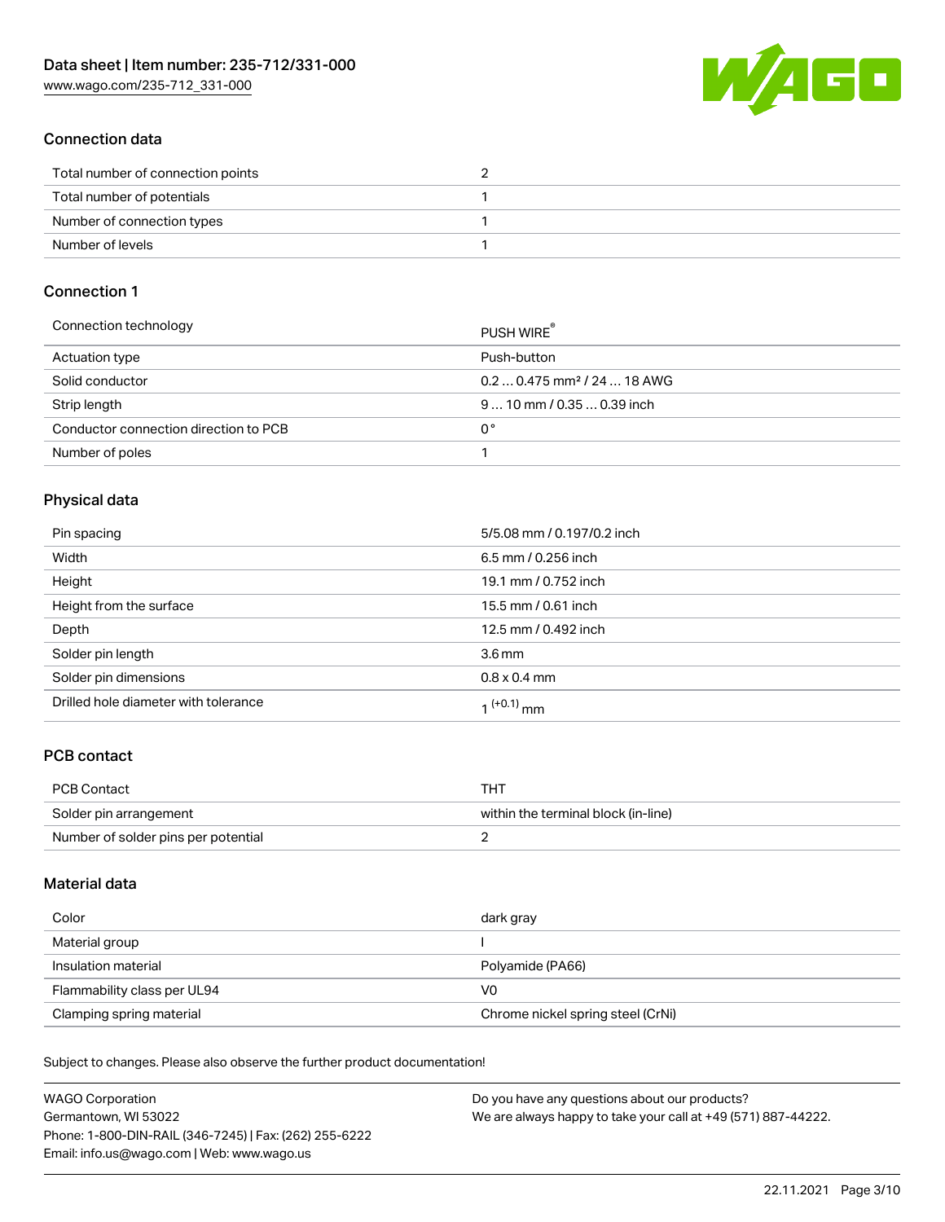## Connection data

| | |
|---|---|
| Total number of connection points | 2 |
| Total number of potentials | 1 |
| Number of connection types | 1 |
| Number of levels | 1 |

## Connection 1

| | |
|---|---|
| Connection technology | PUSH WIRE® |
| Actuation type | Push-button |
| Solid conductor | 0.2 … 0.475 mm² / 24 … 18 AWG |
| Strip length | 9 … 10 mm / 0.35 … 0.39 inch |
| Conductor connection direction to PCB | 0 ° |
| Number of poles | 1 |

## Physical data

| | |
|---|---|
| Pin spacing | 5/5.08 mm / 0.197/0.2 inch |
| Width | 6.5 mm / 0.256 inch |
| Height | 19.1 mm / 0.752 inch |
| Height from the surface | 15.5 mm / 0.61 inch |
| Depth | 12.5 mm / 0.492 inch |
| Solder pin length | 3.6 mm |
| Solder pin dimensions | 0.8 x 0.4 mm |
| Drilled hole diameter with tolerance | $1^{(+0.1)}$ mm |

## PCB contact

| | |
|---|---|
| PCB Contact | THT |
| Solder pin arrangement | within the terminal block (in-line) |
| Number of solder pins per potential | 2 |

## Material data

| | |
|---|---|
| Color | dark gray |
| Material group | I |
| Insulation material | Polyamide (PA66) |
| Flammability class per UL94 | V0 |
| Clamping spring material | Chrome nickel spring steel (CrNi) |

Subject to changes. Please also observe the further product documentation!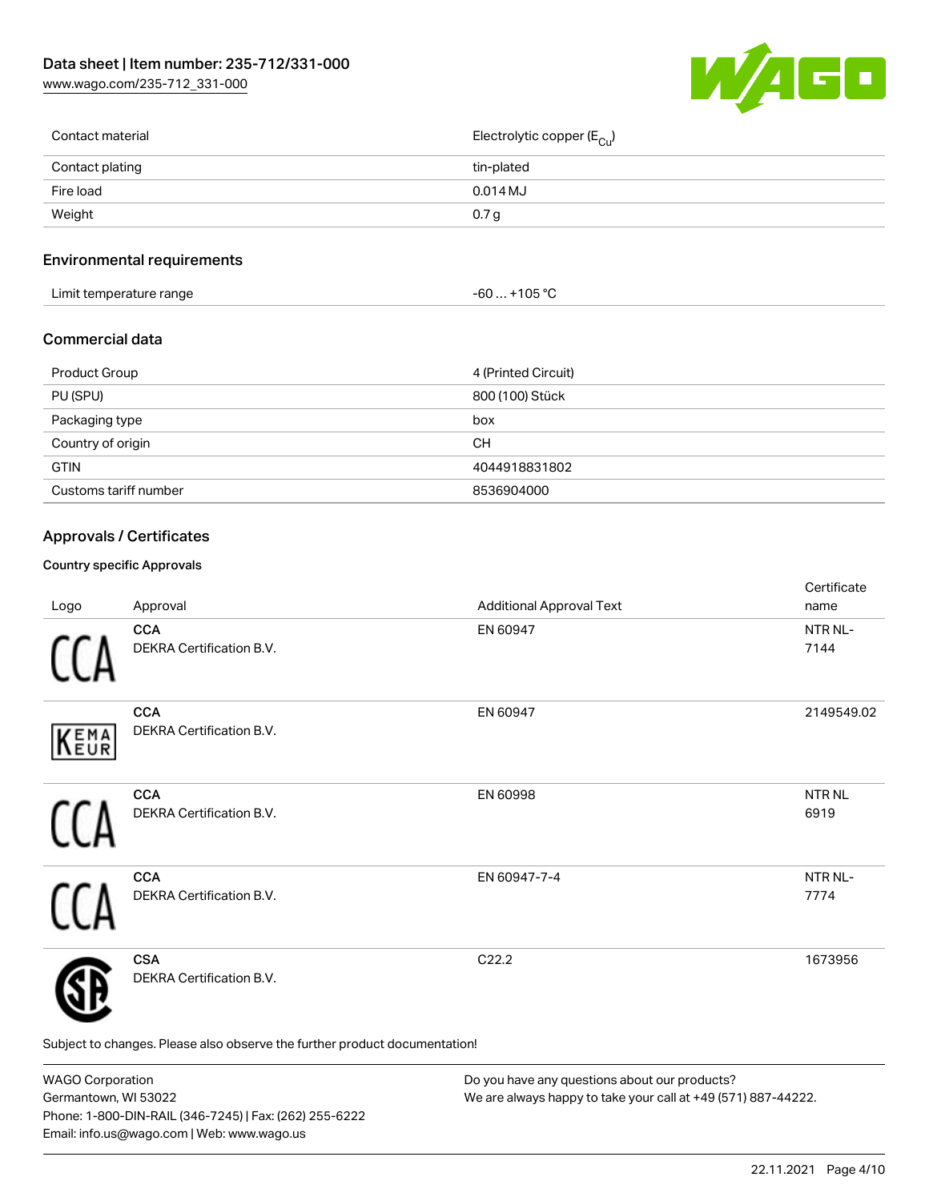| Contact material | Electrolytic copper ($E_{Cu}$) |
| --- | --- |
| Contact plating | tin-plated |
| Fire load | 0.014 MJ |
| Weight | 0.7 g |

## Environmental requirements

| Limit temperature range | -60 … +105 °C |
| --- | --- |

## Commercial data

| Product Group | 4 (Printed Circuit) |
| --- | --- |
| PU (SPU) | 800 (100) Stück |
| Packaging type | box |
| Country of origin | CH |
| GTIN | 4044918831802 |
| Customs tariff number | 8536904000 |

## Approvals / Certificates

### Country specific Approvals

| Logo | Approval | Additional Approval Text | Certificate name |
| --- | --- | --- | --- |
| | **CCA**<br>DEKRA Certification B.V. | EN 60947 | NTR NL-7144 |
| | **CCA**<br>DEKRA Certification B.V. | EN 60947 | 2149549.02 |
| | **CCA**<br>DEKRA Certification B.V. | EN 60998 | NTR NL 6919 |
| | **CCA**<br>DEKRA Certification B.V. | EN 60947-7-4 | NTR NL-7774 |
| | **CSA**<br>DEKRA Certification B.V. | C22.2 | 1673956 |

Subject to changes. Please also observe the further product documentation!

WAGO Corporation
Germantown, WI 53022
Phone: 1-800-DIN-RAIL (346-7245) | Fax: (262) 255-6222
Email: info.us@wago.com | Web: www.wago.us

Do you have any questions about our products?
We are always happy to take your call at +49 (571) 887-44222.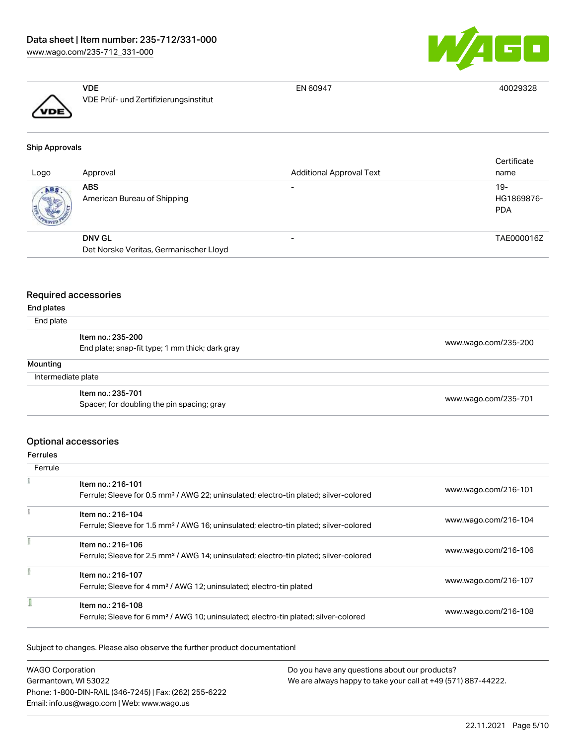| | | | |
|---|---|---|---|
| | **VDE**<br>VDE Prüf- und Zertifizierungsinstitut | EN 60947 | 40029328 |

### Ship Approvals

| Logo | Approval | Additional Approval Text | Certificate name |
|---|---|---|---|
| | **ABS**<br>American Bureau of Shipping | - | 19-HG1869876-PDA |
| | **DNV GL**<br>Det Norske Veritas, Germanischer Lloyd | - | TAE000016Z |

## Required accessories

### End plates

End plate

| | |
|---|---|
| **Item no.: 235-200**<br>End plate; snap-fit type; 1 mm thick; dark gray | www.wago.com/235-200 |

### Mounting

Intermediate plate

| | |
|---|---|
| **Item no.: 235-701**<br>Spacer; for doubling the pin spacing; gray | www.wago.com/235-701 |

## Optional accessories

### Ferrules

Ferrule

| | |
|---|---|
| **Item no.: 216-101**<br>Ferrule; Sleeve for 0.5 mm² / AWG 22; uninsulated; electro-tin plated; silver-colored | www.wago.com/216-101 |
| **Item no.: 216-104**<br>Ferrule; Sleeve for 1.5 mm² / AWG 16; uninsulated; electro-tin plated; silver-colored | www.wago.com/216-104 |
| **Item no.: 216-106**<br>Ferrule; Sleeve for 2.5 mm² / AWG 14; uninsulated; electro-tin plated; silver-colored | www.wago.com/216-106 |
| **Item no.: 216-107**<br>Ferrule; Sleeve for 4 mm² / AWG 12; uninsulated; electro-tin plated | www.wago.com/216-107 |
| **Item no.: 216-108**<br>Ferrule; Sleeve for 6 mm² / AWG 10; uninsulated; electro-tin plated; silver-colored | www.wago.com/216-108 |

Subject to changes. Please also observe the further product documentation!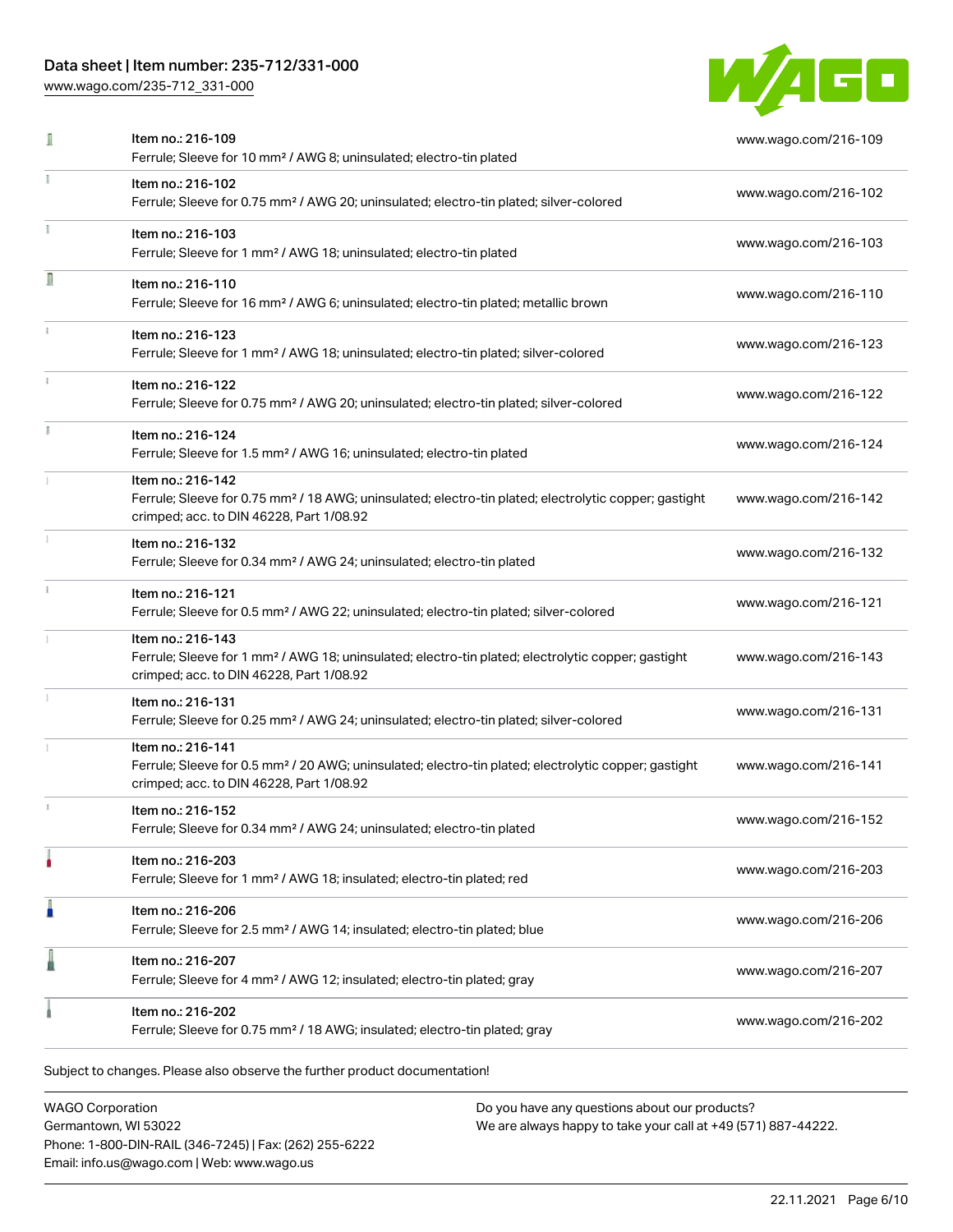| | | |
|---|---|---|
| | Item no.: 216-109<br>Ferrule; Sleeve for 10 mm² / AWG 8; uninsulated; electro-tin plated | www.wago.com/216-109 |
| | Item no.: 216-102<br>Ferrule; Sleeve for 0.75 mm² / AWG 20; uninsulated; electro-tin plated; silver-colored | www.wago.com/216-102 |
| | Item no.: 216-103<br>Ferrule; Sleeve for 1 mm² / AWG 18; uninsulated; electro-tin plated | www.wago.com/216-103 |
| | Item no.: 216-110<br>Ferrule; Sleeve for 16 mm² / AWG 6; uninsulated; electro-tin plated; metallic brown | www.wago.com/216-110 |
| | Item no.: 216-123<br>Ferrule; Sleeve for 1 mm² / AWG 18; uninsulated; electro-tin plated; silver-colored | www.wago.com/216-123 |
| | Item no.: 216-122<br>Ferrule; Sleeve for 0.75 mm² / AWG 20; uninsulated; electro-tin plated; silver-colored | www.wago.com/216-122 |
| | Item no.: 216-124<br>Ferrule; Sleeve for 1.5 mm² / AWG 16; uninsulated; electro-tin plated | www.wago.com/216-124 |
| | Item no.: 216-142<br>Ferrule; Sleeve for 0.75 mm² / 18 AWG; uninsulated; electro-tin plated; electrolytic copper; gastight crimped; acc. to DIN 46228, Part 1/08.92 | www.wago.com/216-142 |
| | Item no.: 216-132<br>Ferrule; Sleeve for 0.34 mm² / AWG 24; uninsulated; electro-tin plated | www.wago.com/216-132 |
| | Item no.: 216-121<br>Ferrule; Sleeve for 0.5 mm² / AWG 22; uninsulated; electro-tin plated; silver-colored | www.wago.com/216-121 |
| | Item no.: 216-143<br>Ferrule; Sleeve for 1 mm² / AWG 18; uninsulated; electro-tin plated; electrolytic copper; gastight crimped; acc. to DIN 46228, Part 1/08.92 | www.wago.com/216-143 |
| | Item no.: 216-131<br>Ferrule; Sleeve for 0.25 mm² / AWG 24; uninsulated; electro-tin plated; silver-colored | www.wago.com/216-131 |
| | Item no.: 216-141<br>Ferrule; Sleeve for 0.5 mm² / 20 AWG; uninsulated; electro-tin plated; electrolytic copper; gastight crimped; acc. to DIN 46228, Part 1/08.92 | www.wago.com/216-141 |
| | Item no.: 216-152<br>Ferrule; Sleeve for 0.34 mm² / AWG 24; uninsulated; electro-tin plated | www.wago.com/216-152 |
| | Item no.: 216-203<br>Ferrule; Sleeve for 1 mm² / AWG 18; insulated; electro-tin plated; red | www.wago.com/216-203 |
| | Item no.: 216-206<br>Ferrule; Sleeve for 2.5 mm² / AWG 14; insulated; electro-tin plated; blue | www.wago.com/216-206 |
| | Item no.: 216-207<br>Ferrule; Sleeve for 4 mm² / AWG 12; insulated; electro-tin plated; gray | www.wago.com/216-207 |
| | Item no.: 216-202<br>Ferrule; Sleeve for 0.75 mm² / 18 AWG; insulated; electro-tin plated; gray | www.wago.com/216-202 |

Subject to changes. Please also observe the further product documentation!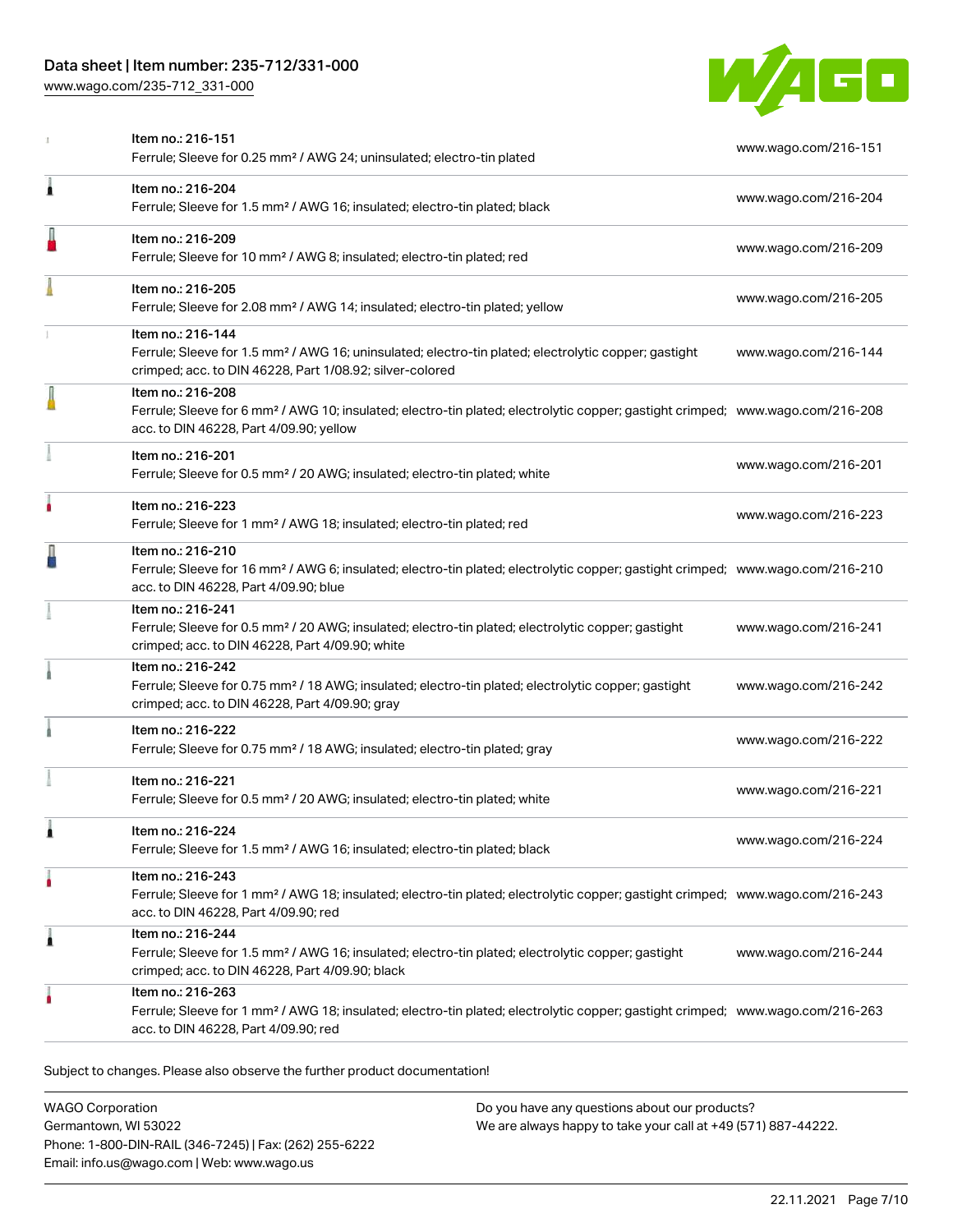| Item | URL |
| --- | --- |
| Item no.: 216-151<br>Ferrule; Sleeve for 0.25 mm² / AWG 24; uninsulated; electro-tin plated | www.wago.com/216-151 |
| Item no.: 216-204<br>Ferrule; Sleeve for 1.5 mm² / AWG 16; insulated; electro-tin plated; black | www.wago.com/216-204 |
| Item no.: 216-209<br>Ferrule; Sleeve for 10 mm² / AWG 8; insulated; electro-tin plated; red | www.wago.com/216-209 |
| Item no.: 216-205<br>Ferrule; Sleeve for 2.08 mm² / AWG 14; insulated; electro-tin plated; yellow | www.wago.com/216-205 |
| Item no.: 216-144<br>Ferrule; Sleeve for 1.5 mm² / AWG 16; uninsulated; electro-tin plated; electrolytic copper; gastight crimped; acc. to DIN 46228, Part 1/08.92; silver-colored | www.wago.com/216-144 |
| Item no.: 216-208<br>Ferrule; Sleeve for 6 mm² / AWG 10; insulated; electro-tin plated; electrolytic copper; gastight crimped; acc. to DIN 46228, Part 4/09.90; yellow | www.wago.com/216-208 |
| Item no.: 216-201<br>Ferrule; Sleeve for 0.5 mm² / 20 AWG; insulated; electro-tin plated; white | www.wago.com/216-201 |
| Item no.: 216-223<br>Ferrule; Sleeve for 1 mm² / AWG 18; insulated; electro-tin plated; red | www.wago.com/216-223 |
| Item no.: 216-210<br>Ferrule; Sleeve for 16 mm² / AWG 6; insulated; electro-tin plated; electrolytic copper; gastight crimped; acc. to DIN 46228, Part 4/09.90; blue | www.wago.com/216-210 |
| Item no.: 216-241<br>Ferrule; Sleeve for 0.5 mm² / 20 AWG; insulated; electro-tin plated; electrolytic copper; gastight crimped; acc. to DIN 46228, Part 4/09.90; white | www.wago.com/216-241 |
| Item no.: 216-242<br>Ferrule; Sleeve for 0.75 mm² / 18 AWG; insulated; electro-tin plated; electrolytic copper; gastight crimped; acc. to DIN 46228, Part 4/09.90; gray | www.wago.com/216-242 |
| Item no.: 216-222<br>Ferrule; Sleeve for 0.75 mm² / 18 AWG; insulated; electro-tin plated; gray | www.wago.com/216-222 |
| Item no.: 216-221<br>Ferrule; Sleeve for 0.5 mm² / 20 AWG; insulated; electro-tin plated; white | www.wago.com/216-221 |
| Item no.: 216-224<br>Ferrule; Sleeve for 1.5 mm² / AWG 16; insulated; electro-tin plated; black | www.wago.com/216-224 |
| Item no.: 216-243<br>Ferrule; Sleeve for 1 mm² / AWG 18; insulated; electro-tin plated; electrolytic copper; gastight crimped; acc. to DIN 46228, Part 4/09.90; red | www.wago.com/216-243 |
| Item no.: 216-244<br>Ferrule; Sleeve for 1.5 mm² / AWG 16; insulated; electro-tin plated; electrolytic copper; gastight crimped; acc. to DIN 46228, Part 4/09.90; black | www.wago.com/216-244 |
| Item no.: 216-263<br>Ferrule; Sleeve for 1 mm² / AWG 18; insulated; electro-tin plated; electrolytic copper; gastight crimped; acc. to DIN 46228, Part 4/09.90; red | www.wago.com/216-263 |

Subject to changes. Please also observe the further product documentation!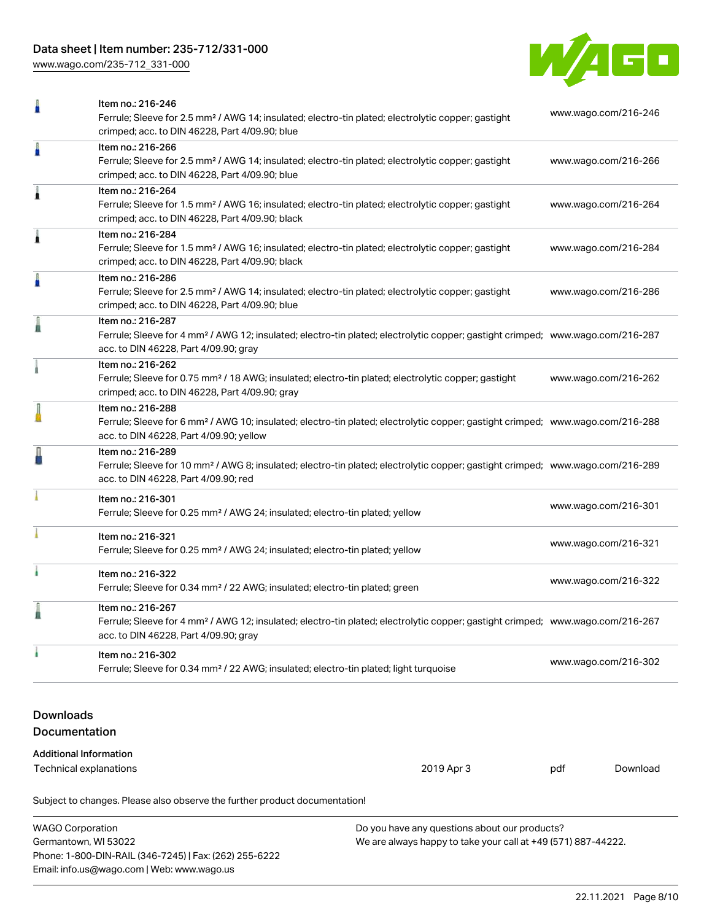| | | |
|---|---|---|
| | Item no.: 216-246<br>Ferrule; Sleeve for 2.5 mm² / AWG 14; insulated; electro-tin plated; electrolytic copper; gastight crimped; acc. to DIN 46228, Part 4/09.90; blue | www.wago.com/216-246 |
| | Item no.: 216-266<br>Ferrule; Sleeve for 2.5 mm² / AWG 14; insulated; electro-tin plated; electrolytic copper; gastight crimped; acc. to DIN 46228, Part 4/09.90; blue | www.wago.com/216-266 |
| | Item no.: 216-264<br>Ferrule; Sleeve for 1.5 mm² / AWG 16; insulated; electro-tin plated; electrolytic copper; gastight crimped; acc. to DIN 46228, Part 4/09.90; black | www.wago.com/216-264 |
| | Item no.: 216-284<br>Ferrule; Sleeve for 1.5 mm² / AWG 16; insulated; electro-tin plated; electrolytic copper; gastight crimped; acc. to DIN 46228, Part 4/09.90; black | www.wago.com/216-284 |
| | Item no.: 216-286<br>Ferrule; Sleeve for 2.5 mm² / AWG 14; insulated; electro-tin plated; electrolytic copper; gastight crimped; acc. to DIN 46228, Part 4/09.90; blue | www.wago.com/216-286 |
| | Item no.: 216-287<br>Ferrule; Sleeve for 4 mm² / AWG 12; insulated; electro-tin plated; electrolytic copper; gastight crimped; acc. to DIN 46228, Part 4/09.90; gray | www.wago.com/216-287 |
| | Item no.: 216-262<br>Ferrule; Sleeve for 0.75 mm² / 18 AWG; insulated; electro-tin plated; electrolytic copper; gastight crimped; acc. to DIN 46228, Part 4/09.90; gray | www.wago.com/216-262 |
| | Item no.: 216-288<br>Ferrule; Sleeve for 6 mm² / AWG 10; insulated; electro-tin plated; electrolytic copper; gastight crimped; acc. to DIN 46228, Part 4/09.90; yellow | www.wago.com/216-288 |
| | Item no.: 216-289<br>Ferrule; Sleeve for 10 mm² / AWG 8; insulated; electro-tin plated; electrolytic copper; gastight crimped; acc. to DIN 46228, Part 4/09.90; red | www.wago.com/216-289 |
| | Item no.: 216-301<br>Ferrule; Sleeve for 0.25 mm² / AWG 24; insulated; electro-tin plated; yellow | www.wago.com/216-301 |
| | Item no.: 216-321<br>Ferrule; Sleeve for 0.25 mm² / AWG 24; insulated; electro-tin plated; yellow | www.wago.com/216-321 |
| | Item no.: 216-322<br>Ferrule; Sleeve for 0.34 mm² / 22 AWG; insulated; electro-tin plated; green | www.wago.com/216-322 |
| | Item no.: 216-267<br>Ferrule; Sleeve for 4 mm² / AWG 12; insulated; electro-tin plated; electrolytic copper; gastight crimped; acc. to DIN 46228, Part 4/09.90; gray | www.wago.com/216-267 |
| | Item no.: 216-302<br>Ferrule; Sleeve for 0.34 mm² / 22 AWG; insulated; electro-tin plated; light turquoise | www.wago.com/216-302 |

## Downloads

### Documentation

**Additional Information**

| | | | |
|---|---|---|---|
| Technical explanations | 2019 Apr 3 | pdf | Download |

Subject to changes. Please also observe the further product documentation!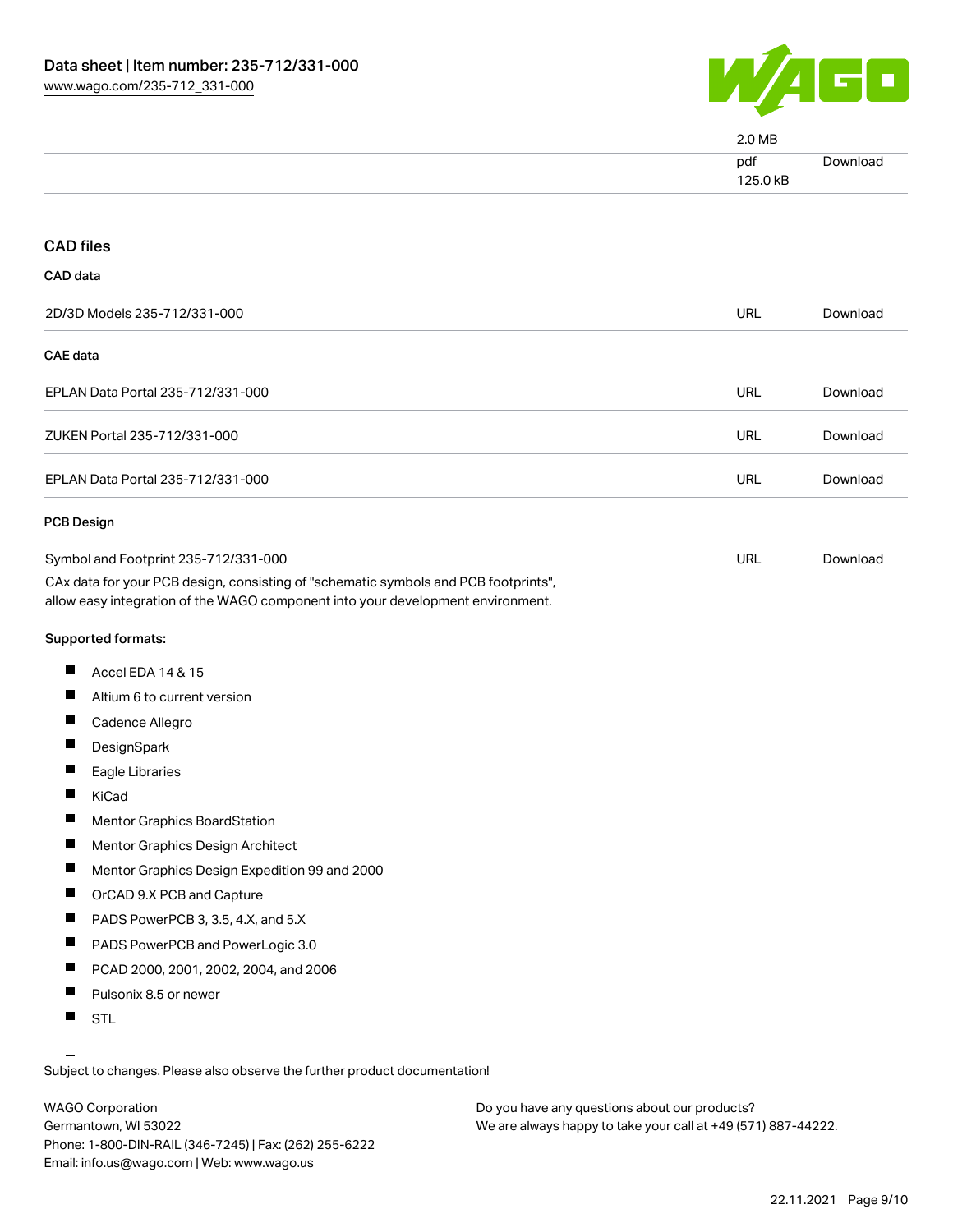| | | |
|---|---|---|
| | 2.0 MB | |
| | pdf<br>125.0 kB | Download |

## CAD files

### CAD data

| | | |
|---|---|---|
| 2D/3D Models 235-712/331-000 | URL | Download |

### CAE data

| | | |
|---|---|---|
| EPLAN Data Portal 235-712/331-000 | URL | Download |
| ZUKEN Portal 235-712/331-000 | URL | Download |
| EPLAN Data Portal 235-712/331-000 | URL | Download |

### PCB Design

| | | |
|---|---|---|
| Symbol and Footprint 235-712/331-000 | URL | Download |

CAx data for your PCB design, consisting of "schematic symbols and PCB footprints", allow easy integration of the WAGO component into your development environment.

**Supported formats:**

- Accel EDA 14 & 15
- Altium 6 to current version
- Cadence Allegro
- DesignSpark
- Eagle Libraries
- KiCad
- Mentor Graphics BoardStation
- Mentor Graphics Design Architect
- Mentor Graphics Design Expedition 99 and 2000
- OrCAD 9.X PCB and Capture
- PADS PowerPCB 3, 3.5, 4.X, and 5.X
- PADS PowerPCB and PowerLogic 3.0
- PCAD 2000, 2001, 2002, 2004, and 2006
- Pulsonix 8.5 or newer
- STL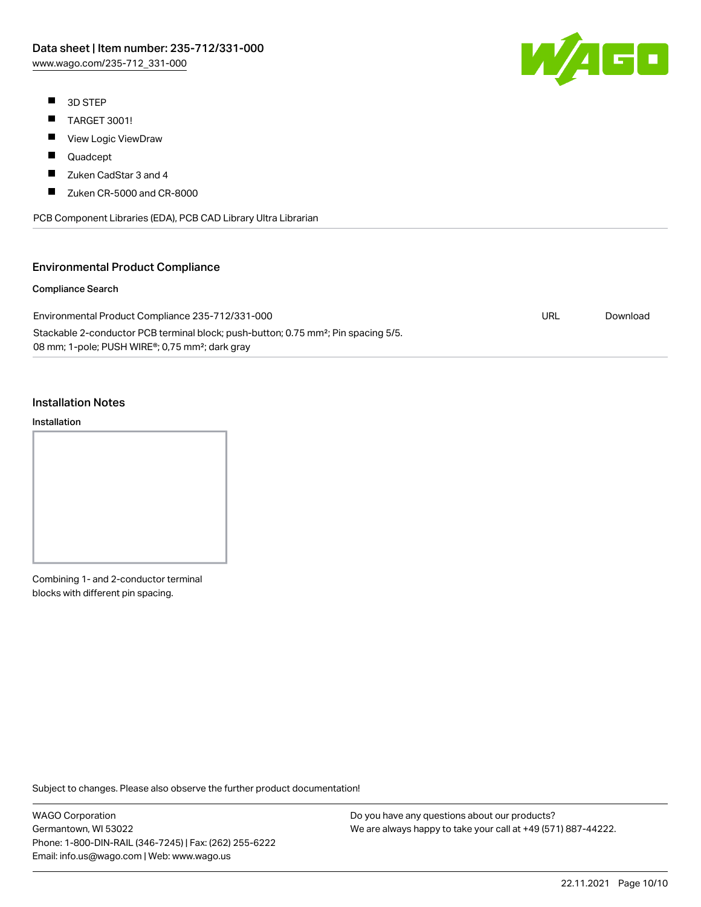- 3D STEP
- TARGET 3001!
- View Logic ViewDraw
- Quadcept
- Zuken CadStar 3 and 4
- Zuken CR-5000 and CR-8000

PCB Component Libraries (EDA), PCB CAD Library Ultra Librarian

## Environmental Product Compliance

### Compliance Search

| | | |
|---|---|---|
| Environmental Product Compliance 235-712/331-000<br>Stackable 2-conductor PCB terminal block; push-button; 0.75 mm²; Pin spacing 5/5.08 mm; 1-pole; PUSH WIRE®; 0,75 mm²; dark gray | URL | Download |

## Installation Notes

### Installation

Combining 1- and 2-conductor terminal blocks with different pin spacing.

Subject to changes. Please also observe the further product documentation!

WAGO Corporation
Germantown, WI 53022
Phone: 1-800-DIN-RAIL (346-7245) | Fax: (262) 255-6222
Email: info.us@wago.com | Web: www.wago.us

Do you have any questions about our products?
We are always happy to take your call at +49 (571) 887-44222.